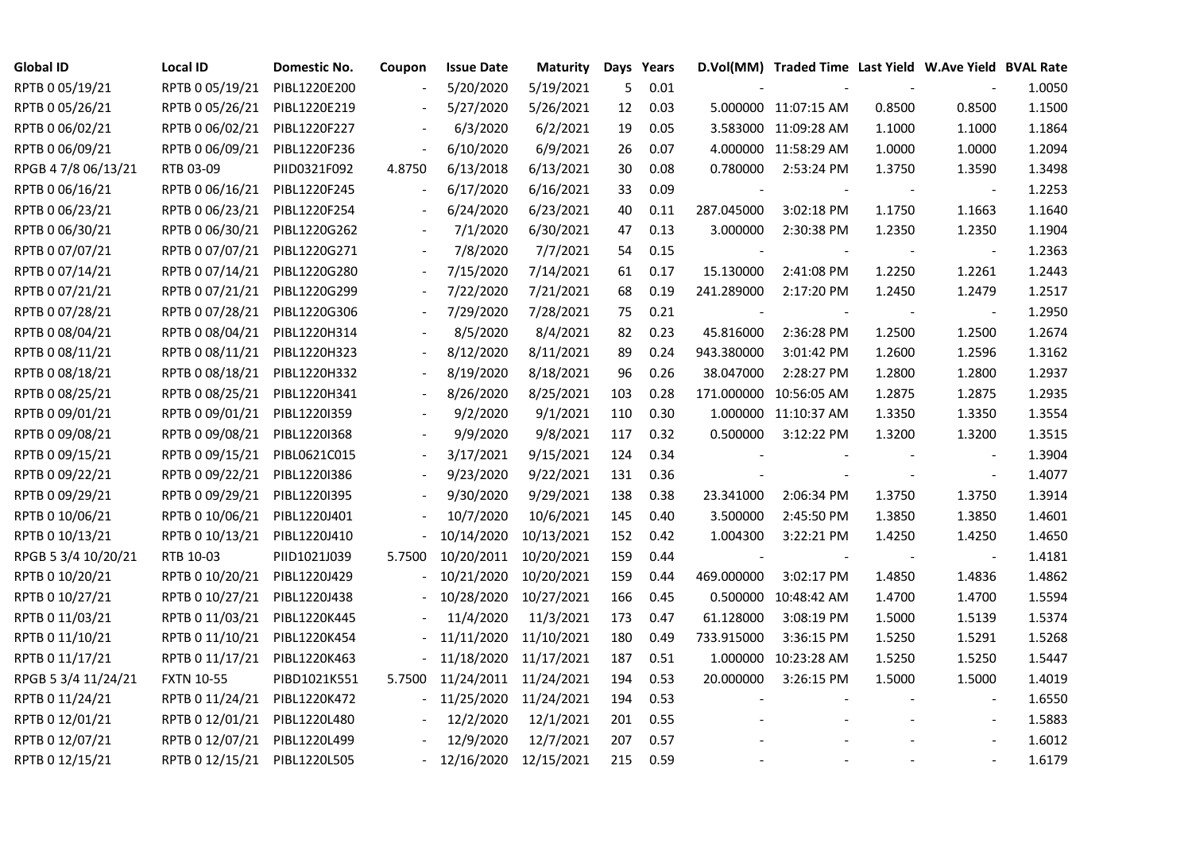| Global ID | Local ID | Domestic No. | Coupon | Issue Date | Maturity | Days | Years | D.Vol(MM) | Traded Time | Last Yield | W.Ave Yield | BVAL Rate |
|---|---|---|---|---|---|---|---|---|---|---|---|---|
| RPTB 0 05/19/21 | RPTB 0 05/19/21 | PIBL1220E200 | - | 5/20/2020 | 5/19/2021 | 5 | 0.01 | - | - | - | - | 1.0050 |
| RPTB 0 05/26/21 | RPTB 0 05/26/21 | PIBL1220E219 | - | 5/27/2020 | 5/26/2021 | 12 | 0.03 | 5.000000 | 11:07:15 AM | 0.8500 | 0.8500 | 1.1500 |
| RPTB 0 06/02/21 | RPTB 0 06/02/21 | PIBL1220F227 | - | 6/3/2020 | 6/2/2021 | 19 | 0.05 | 3.583000 | 11:09:28 AM | 1.1000 | 1.1000 | 1.1864 |
| RPTB 0 06/09/21 | RPTB 0 06/09/21 | PIBL1220F236 | - | 6/10/2020 | 6/9/2021 | 26 | 0.07 | 4.000000 | 11:58:29 AM | 1.0000 | 1.0000 | 1.2094 |
| RPGB 4 7/8 06/13/21 | RTB 03-09 | PIID0321F092 | 4.8750 | 6/13/2018 | 6/13/2021 | 30 | 0.08 | 0.780000 | 2:53:24 PM | 1.3750 | 1.3590 | 1.3498 |
| RPTB 0 06/16/21 | RPTB 0 06/16/21 | PIBL1220F245 | - | 6/17/2020 | 6/16/2021 | 33 | 0.09 | - | - | - | - | 1.2253 |
| RPTB 0 06/23/21 | RPTB 0 06/23/21 | PIBL1220F254 | - | 6/24/2020 | 6/23/2021 | 40 | 0.11 | 287.045000 | 3:02:18 PM | 1.1750 | 1.1663 | 1.1640 |
| RPTB 0 06/30/21 | RPTB 0 06/30/21 | PIBL1220G262 | - | 7/1/2020 | 6/30/2021 | 47 | 0.13 | 3.000000 | 2:30:38 PM | 1.2350 | 1.2350 | 1.1904 |
| RPTB 0 07/07/21 | RPTB 0 07/07/21 | PIBL1220G271 | - | 7/8/2020 | 7/7/2021 | 54 | 0.15 | - | - | - | - | 1.2363 |
| RPTB 0 07/14/21 | RPTB 0 07/14/21 | PIBL1220G280 | - | 7/15/2020 | 7/14/2021 | 61 | 0.17 | 15.130000 | 2:41:08 PM | 1.2250 | 1.2261 | 1.2443 |
| RPTB 0 07/21/21 | RPTB 0 07/21/21 | PIBL1220G299 | - | 7/22/2020 | 7/21/2021 | 68 | 0.19 | 241.289000 | 2:17:20 PM | 1.2450 | 1.2479 | 1.2517 |
| RPTB 0 07/28/21 | RPTB 0 07/28/21 | PIBL1220G306 | - | 7/29/2020 | 7/28/2021 | 75 | 0.21 | - | - | - | - | 1.2950 |
| RPTB 0 08/04/21 | RPTB 0 08/04/21 | PIBL1220H314 | - | 8/5/2020 | 8/4/2021 | 82 | 0.23 | 45.816000 | 2:36:28 PM | 1.2500 | 1.2500 | 1.2674 |
| RPTB 0 08/11/21 | RPTB 0 08/11/21 | PIBL1220H323 | - | 8/12/2020 | 8/11/2021 | 89 | 0.24 | 943.380000 | 3:01:42 PM | 1.2600 | 1.2596 | 1.3162 |
| RPTB 0 08/18/21 | RPTB 0 08/18/21 | PIBL1220H332 | - | 8/19/2020 | 8/18/2021 | 96 | 0.26 | 38.047000 | 2:28:27 PM | 1.2800 | 1.2800 | 1.2937 |
| RPTB 0 08/25/21 | RPTB 0 08/25/21 | PIBL1220H341 | - | 8/26/2020 | 8/25/2021 | 103 | 0.28 | 171.000000 | 10:56:05 AM | 1.2875 | 1.2875 | 1.2935 |
| RPTB 0 09/01/21 | RPTB 0 09/01/21 | PIBL1220I359 | - | 9/2/2020 | 9/1/2021 | 110 | 0.30 | 1.000000 | 11:10:37 AM | 1.3350 | 1.3350 | 1.3554 |
| RPTB 0 09/08/21 | RPTB 0 09/08/21 | PIBL1220I368 | - | 9/9/2020 | 9/8/2021 | 117 | 0.32 | 0.500000 | 3:12:22 PM | 1.3200 | 1.3200 | 1.3515 |
| RPTB 0 09/15/21 | RPTB 0 09/15/21 | PIBL0621C015 | - | 3/17/2021 | 9/15/2021 | 124 | 0.34 | - | - | - | - | 1.3904 |
| RPTB 0 09/22/21 | RPTB 0 09/22/21 | PIBL1220I386 | - | 9/23/2020 | 9/22/2021 | 131 | 0.36 | - | - | - | - | 1.4077 |
| RPTB 0 09/29/21 | RPTB 0 09/29/21 | PIBL1220I395 | - | 9/30/2020 | 9/29/2021 | 138 | 0.38 | 23.341000 | 2:06:34 PM | 1.3750 | 1.3750 | 1.3914 |
| RPTB 0 10/06/21 | RPTB 0 10/06/21 | PIBL1220J401 | - | 10/7/2020 | 10/6/2021 | 145 | 0.40 | 3.500000 | 2:45:50 PM | 1.3850 | 1.3850 | 1.4601 |
| RPTB 0 10/13/21 | RPTB 0 10/13/21 | PIBL1220J410 | - | 10/14/2020 | 10/13/2021 | 152 | 0.42 | 1.004300 | 3:22:21 PM | 1.4250 | 1.4250 | 1.4650 |
| RPGB 5 3/4 10/20/21 | RTB 10-03 | PIID1021J039 | 5.7500 | 10/20/2011 | 10/20/2021 | 159 | 0.44 | - | - | - | - | 1.4181 |
| RPTB 0 10/20/21 | RPTB 0 10/20/21 | PIBL1220J429 | - | 10/21/2020 | 10/20/2021 | 159 | 0.44 | 469.000000 | 3:02:17 PM | 1.4850 | 1.4836 | 1.4862 |
| RPTB 0 10/27/21 | RPTB 0 10/27/21 | PIBL1220J438 | - | 10/28/2020 | 10/27/2021 | 166 | 0.45 | 0.500000 | 10:48:42 AM | 1.4700 | 1.4700 | 1.5594 |
| RPTB 0 11/03/21 | RPTB 0 11/03/21 | PIBL1220K445 | - | 11/4/2020 | 11/3/2021 | 173 | 0.47 | 61.128000 | 3:08:19 PM | 1.5000 | 1.5139 | 1.5374 |
| RPTB 0 11/10/21 | RPTB 0 11/10/21 | PIBL1220K454 | - | 11/11/2020 | 11/10/2021 | 180 | 0.49 | 733.915000 | 3:36:15 PM | 1.5250 | 1.5291 | 1.5268 |
| RPTB 0 11/17/21 | RPTB 0 11/17/21 | PIBL1220K463 | - | 11/18/2020 | 11/17/2021 | 187 | 0.51 | 1.000000 | 10:23:28 AM | 1.5250 | 1.5250 | 1.5447 |
| RPGB 5 3/4 11/24/21 | FXTN 10-55 | PIBD1021K551 | 5.7500 | 11/24/2011 | 11/24/2021 | 194 | 0.53 | 20.000000 | 3:26:15 PM | 1.5000 | 1.5000 | 1.4019 |
| RPTB 0 11/24/21 | RPTB 0 11/24/21 | PIBL1220K472 | - | 11/25/2020 | 11/24/2021 | 194 | 0.53 | - | - | - | - | 1.6550 |
| RPTB 0 12/01/21 | RPTB 0 12/01/21 | PIBL1220L480 | - | 12/2/2020 | 12/1/2021 | 201 | 0.55 | - | - | - | - | 1.5883 |
| RPTB 0 12/07/21 | RPTB 0 12/07/21 | PIBL1220L499 | - | 12/9/2020 | 12/7/2021 | 207 | 0.57 | - | - | - | - | 1.6012 |
| RPTB 0 12/15/21 | RPTB 0 12/15/21 | PIBL1220L505 | - | 12/16/2020 | 12/15/2021 | 215 | 0.59 | - | - | - | - | 1.6179 |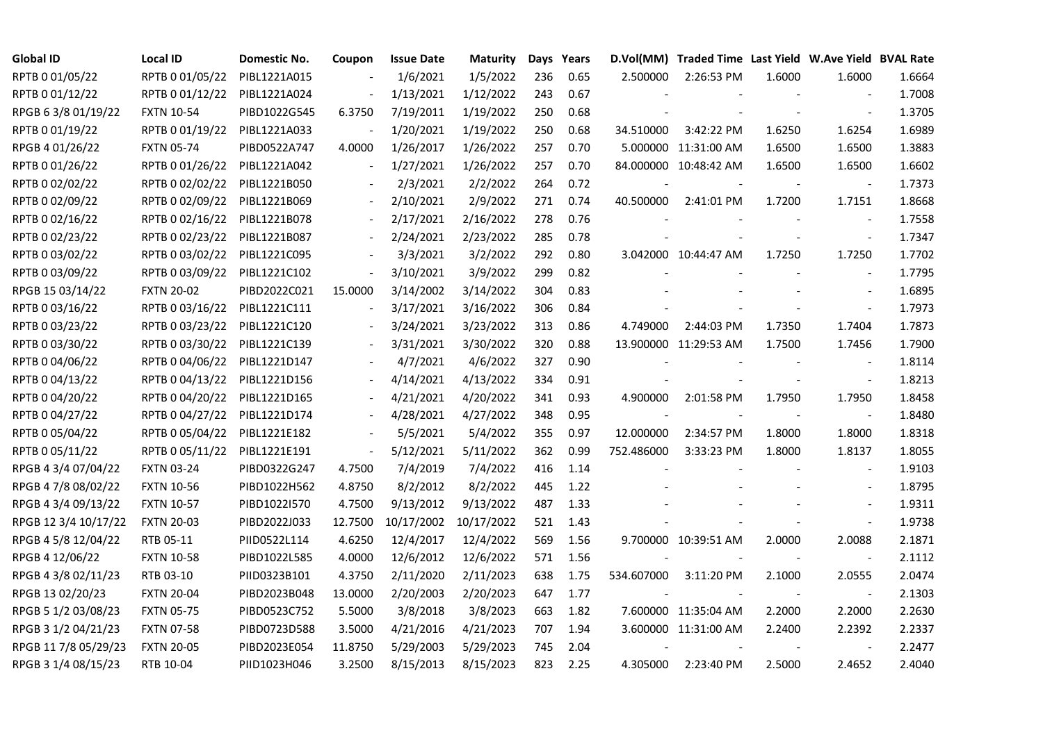| Global ID | Local ID | Domestic No. | Coupon | Issue Date | Maturity | Days | Years | D.Vol(MM) | Traded Time | Last Yield | W.Ave Yield | BVAL Rate |
|---|---|---|---|---|---|---|---|---|---|---|---|---|
| RPTB 0 01/05/22 | RPTB 0 01/05/22 | PIBL1221A015 | - | 1/6/2021 | 1/5/2022 | 236 | 0.65 | 2.500000 | 2:26:53 PM | 1.6000 | 1.6000 | 1.6664 |
| RPTB 0 01/12/22 | RPTB 0 01/12/22 | PIBL1221A024 | - | 1/13/2021 | 1/12/2022 | 243 | 0.67 | - | - | - | - | 1.7008 |
| RPGB 6 3/8 01/19/22 | FXTN 10-54 | PIBD1022G545 | 6.3750 | 7/19/2011 | 1/19/2022 | 250 | 0.68 | - | - | - | - | 1.3705 |
| RPTB 0 01/19/22 | RPTB 0 01/19/22 | PIBL1221A033 | - | 1/20/2021 | 1/19/2022 | 250 | 0.68 | 34.510000 | 3:42:22 PM | 1.6250 | 1.6254 | 1.6989 |
| RPGB 4 01/26/22 | FXTN 05-74 | PIBD0522A747 | 4.0000 | 1/26/2017 | 1/26/2022 | 257 | 0.70 | 5.000000 | 11:31:00 AM | 1.6500 | 1.6500 | 1.3883 |
| RPTB 0 01/26/22 | RPTB 0 01/26/22 | PIBL1221A042 | - | 1/27/2021 | 1/26/2022 | 257 | 0.70 | 84.000000 | 10:48:42 AM | 1.6500 | 1.6500 | 1.6602 |
| RPTB 0 02/02/22 | RPTB 0 02/02/22 | PIBL1221B050 | - | 2/3/2021 | 2/2/2022 | 264 | 0.72 | - | - | - | - | 1.7373 |
| RPTB 0 02/09/22 | RPTB 0 02/09/22 | PIBL1221B069 | - | 2/10/2021 | 2/9/2022 | 271 | 0.74 | 40.500000 | 2:41:01 PM | 1.7200 | 1.7151 | 1.8668 |
| RPTB 0 02/16/22 | RPTB 0 02/16/22 | PIBL1221B078 | - | 2/17/2021 | 2/16/2022 | 278 | 0.76 | - | - | - | - | 1.7558 |
| RPTB 0 02/23/22 | RPTB 0 02/23/22 | PIBL1221B087 | - | 2/24/2021 | 2/23/2022 | 285 | 0.78 | - | - | - | - | 1.7347 |
| RPTB 0 03/02/22 | RPTB 0 03/02/22 | PIBL1221C095 | - | 3/3/2021 | 3/2/2022 | 292 | 0.80 | 3.042000 | 10:44:47 AM | 1.7250 | 1.7250 | 1.7702 |
| RPTB 0 03/09/22 | RPTB 0 03/09/22 | PIBL1221C102 | - | 3/10/2021 | 3/9/2022 | 299 | 0.82 | - | - | - | - | 1.7795 |
| RPGB 15 03/14/22 | FXTN 20-02 | PIBD2022C021 | 15.0000 | 3/14/2002 | 3/14/2022 | 304 | 0.83 | - | - | - | - | 1.6895 |
| RPTB 0 03/16/22 | RPTB 0 03/16/22 | PIBL1221C111 | - | 3/17/2021 | 3/16/2022 | 306 | 0.84 | - | - | - | - | 1.7973 |
| RPTB 0 03/23/22 | RPTB 0 03/23/22 | PIBL1221C120 | - | 3/24/2021 | 3/23/2022 | 313 | 0.86 | 4.749000 | 2:44:03 PM | 1.7350 | 1.7404 | 1.7873 |
| RPTB 0 03/30/22 | RPTB 0 03/30/22 | PIBL1221C139 | - | 3/31/2021 | 3/30/2022 | 320 | 0.88 | 13.900000 | 11:29:53 AM | 1.7500 | 1.7456 | 1.7900 |
| RPTB 0 04/06/22 | RPTB 0 04/06/22 | PIBL1221D147 | - | 4/7/2021 | 4/6/2022 | 327 | 0.90 | - | - | - | - | 1.8114 |
| RPTB 0 04/13/22 | RPTB 0 04/13/22 | PIBL1221D156 | - | 4/14/2021 | 4/13/2022 | 334 | 0.91 | - | - | - | - | 1.8213 |
| RPTB 0 04/20/22 | RPTB 0 04/20/22 | PIBL1221D165 | - | 4/21/2021 | 4/20/2022 | 341 | 0.93 | 4.900000 | 2:01:58 PM | 1.7950 | 1.7950 | 1.8458 |
| RPTB 0 04/27/22 | RPTB 0 04/27/22 | PIBL1221D174 | - | 4/28/2021 | 4/27/2022 | 348 | 0.95 | - | - | - | - | 1.8480 |
| RPTB 0 05/04/22 | RPTB 0 05/04/22 | PIBL1221E182 | - | 5/5/2021 | 5/4/2022 | 355 | 0.97 | 12.000000 | 2:34:57 PM | 1.8000 | 1.8000 | 1.8318 |
| RPTB 0 05/11/22 | RPTB 0 05/11/22 | PIBL1221E191 | - | 5/12/2021 | 5/11/2022 | 362 | 0.99 | 752.486000 | 3:33:23 PM | 1.8000 | 1.8137 | 1.8055 |
| RPGB 4 3/4 07/04/22 | FXTN 03-24 | PIBD0322G247 | 4.7500 | 7/4/2019 | 7/4/2022 | 416 | 1.14 | - | - | - | - | 1.9103 |
| RPGB 4 7/8 08/02/22 | FXTN 10-56 | PIBD1022H562 | 4.8750 | 8/2/2012 | 8/2/2022 | 445 | 1.22 | - | - | - | - | 1.8795 |
| RPGB 4 3/4 09/13/22 | FXTN 10-57 | PIBD1022I570 | 4.7500 | 9/13/2012 | 9/13/2022 | 487 | 1.33 | - | - | - | - | 1.9311 |
| RPGB 12 3/4 10/17/22 | FXTN 20-03 | PIBD2022J033 | 12.7500 | 10/17/2002 | 10/17/2022 | 521 | 1.43 | - | - | - | - | 1.9738 |
| RPGB 4 5/8 12/04/22 | RTB 05-11 | PIID0522L114 | 4.6250 | 12/4/2017 | 12/4/2022 | 569 | 1.56 | 9.700000 | 10:39:51 AM | 2.0000 | 2.0088 | 2.1871 |
| RPGB 4 12/06/22 | FXTN 10-58 | PIBD1022L585 | 4.0000 | 12/6/2012 | 12/6/2022 | 571 | 1.56 | - | - | - | - | 2.1112 |
| RPGB 4 3/8 02/11/23 | RTB 03-10 | PIID0323B101 | 4.3750 | 2/11/2020 | 2/11/2023 | 638 | 1.75 | 534.607000 | 3:11:20 PM | 2.1000 | 2.0555 | 2.0474 |
| RPGB 13 02/20/23 | FXTN 20-04 | PIBD2023B048 | 13.0000 | 2/20/2003 | 2/20/2023 | 647 | 1.77 | - | - | - | - | 2.1303 |
| RPGB 5 1/2 03/08/23 | FXTN 05-75 | PIBD0523C752 | 5.5000 | 3/8/2018 | 3/8/2023 | 663 | 1.82 | 7.600000 | 11:35:04 AM | 2.2000 | 2.2000 | 2.2630 |
| RPGB 3 1/2 04/21/23 | FXTN 07-58 | PIBD0723D588 | 3.5000 | 4/21/2016 | 4/21/2023 | 707 | 1.94 | 3.600000 | 11:31:00 AM | 2.2400 | 2.2392 | 2.2337 |
| RPGB 11 7/8 05/29/23 | FXTN 20-05 | PIBD2023E054 | 11.8750 | 5/29/2003 | 5/29/2023 | 745 | 2.04 | - | - | - | - | 2.2477 |
| RPGB 3 1/4 08/15/23 | RTB 10-04 | PIID1023H046 | 3.2500 | 8/15/2013 | 8/15/2023 | 823 | 2.25 | 4.305000 | 2:23:40 PM | 2.5000 | 2.4652 | 2.4040 |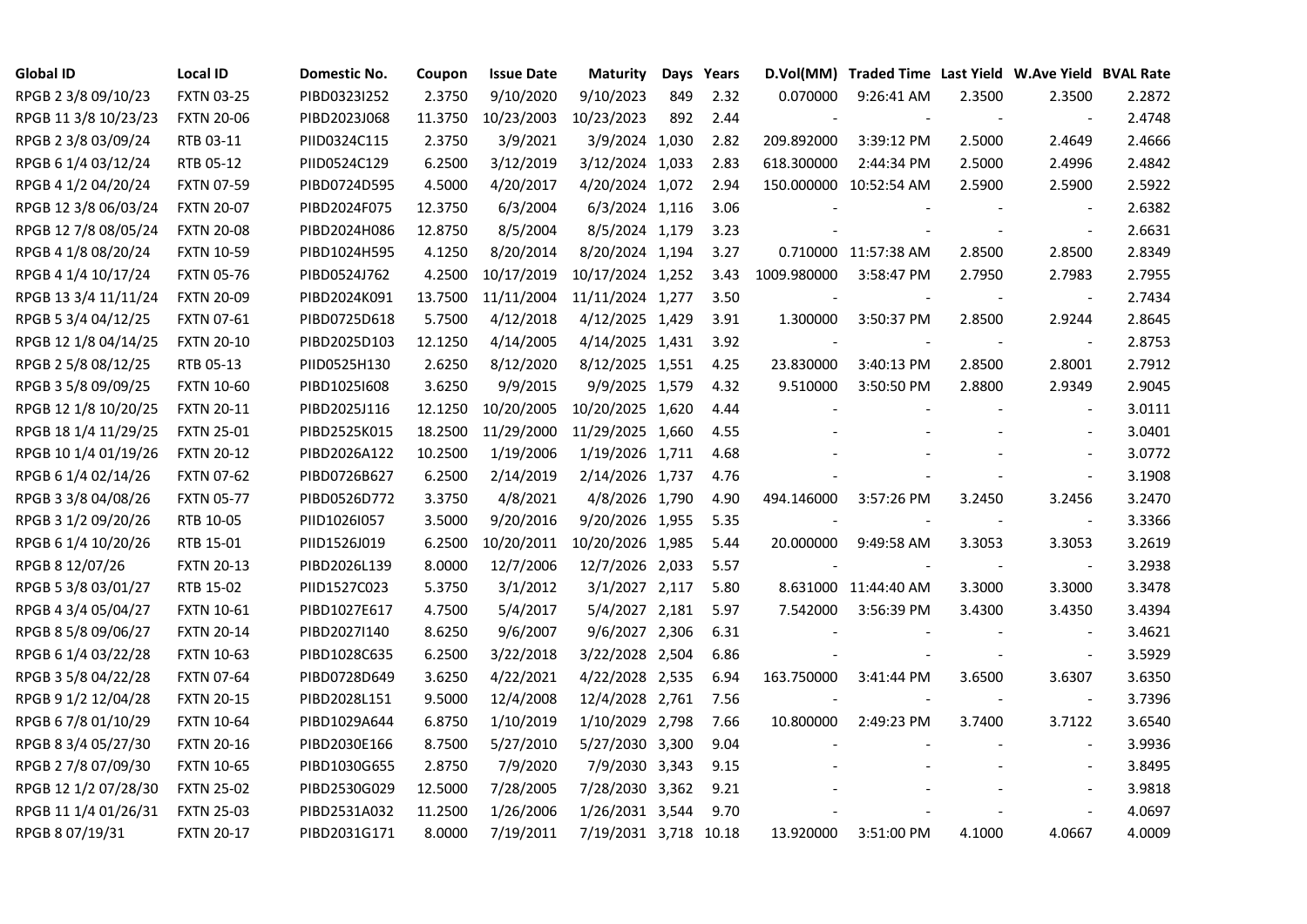| Global ID | Local ID | Domestic No. | Coupon | Issue Date | Maturity | Days | Years | D.Vol(MM) | Traded Time | Last Yield | W.Ave Yield | BVAL Rate |
|---|---|---|---|---|---|---|---|---|---|---|---|---|
| RPGB 2 3/8 09/10/23 | FXTN 03-25 | PIBD0323I252 | 2.3750 | 9/10/2020 | 9/10/2023 | 849 | 2.32 | 0.070000 | 9:26:41 AM | 2.3500 | 2.3500 | 2.2872 |
| RPGB 11 3/8 10/23/23 | FXTN 20-06 | PIBD2023J068 | 11.3750 | 10/23/2003 | 10/23/2023 | 892 | 2.44 | - | - | - | - | 2.4748 |
| RPGB 2 3/8 03/09/24 | RTB 03-11 | PIID0324C115 | 2.3750 | 3/9/2021 | 3/9/2024 | 1,030 | 2.82 | 209.892000 | 3:39:12 PM | 2.5000 | 2.4649 | 2.4666 |
| RPGB 6 1/4 03/12/24 | RTB 05-12 | PIID0524C129 | 6.2500 | 3/12/2019 | 3/12/2024 | 1,033 | 2.83 | 618.300000 | 2:44:34 PM | 2.5000 | 2.4996 | 2.4842 |
| RPGB 4 1/2 04/20/24 | FXTN 07-59 | PIBD0724D595 | 4.5000 | 4/20/2017 | 4/20/2024 | 1,072 | 2.94 | 150.000000 | 10:52:54 AM | 2.5900 | 2.5900 | 2.5922 |
| RPGB 12 3/8 06/03/24 | FXTN 20-07 | PIBD2024F075 | 12.3750 | 6/3/2004 | 6/3/2024 | 1,116 | 3.06 | - | - | - | - | 2.6382 |
| RPGB 12 7/8 08/05/24 | FXTN 20-08 | PIBD2024H086 | 12.8750 | 8/5/2004 | 8/5/2024 | 1,179 | 3.23 | - | - | - | - | 2.6631 |
| RPGB 4 1/8 08/20/24 | FXTN 10-59 | PIBD1024H595 | 4.1250 | 8/20/2014 | 8/20/2024 | 1,194 | 3.27 | 0.710000 | 11:57:38 AM | 2.8500 | 2.8500 | 2.8349 |
| RPGB 4 1/4 10/17/24 | FXTN 05-76 | PIBD0524J762 | 4.2500 | 10/17/2019 | 10/17/2024 | 1,252 | 3.43 | 1009.980000 | 3:58:47 PM | 2.7950 | 2.7983 | 2.7955 |
| RPGB 13 3/4 11/11/24 | FXTN 20-09 | PIBD2024K091 | 13.7500 | 11/11/2004 | 11/11/2024 | 1,277 | 3.50 | - | - | - | - | 2.7434 |
| RPGB 5 3/4 04/12/25 | FXTN 07-61 | PIBD0725D618 | 5.7500 | 4/12/2018 | 4/12/2025 | 1,429 | 3.91 | 1.300000 | 3:50:37 PM | 2.8500 | 2.9244 | 2.8645 |
| RPGB 12 1/8 04/14/25 | FXTN 20-10 | PIBD2025D103 | 12.1250 | 4/14/2005 | 4/14/2025 | 1,431 | 3.92 | - | - | - | - | 2.8753 |
| RPGB 2 5/8 08/12/25 | RTB 05-13 | PIID0525H130 | 2.6250 | 8/12/2020 | 8/12/2025 | 1,551 | 4.25 | 23.830000 | 3:40:13 PM | 2.8500 | 2.8001 | 2.7912 |
| RPGB 3 5/8 09/09/25 | FXTN 10-60 | PIBD1025I608 | 3.6250 | 9/9/2015 | 9/9/2025 | 1,579 | 4.32 | 9.510000 | 3:50:50 PM | 2.8800 | 2.9349 | 2.9045 |
| RPGB 12 1/8 10/20/25 | FXTN 20-11 | PIBD2025J116 | 12.1250 | 10/20/2005 | 10/20/2025 | 1,620 | 4.44 | - | - | - | - | 3.0111 |
| RPGB 18 1/4 11/29/25 | FXTN 25-01 | PIBD2525K015 | 18.2500 | 11/29/2000 | 11/29/2025 | 1,660 | 4.55 | - | - | - | - | 3.0401 |
| RPGB 10 1/4 01/19/26 | FXTN 20-12 | PIBD2026A122 | 10.2500 | 1/19/2006 | 1/19/2026 | 1,711 | 4.68 | - | - | - | - | 3.0772 |
| RPGB 6 1/4 02/14/26 | FXTN 07-62 | PIBD0726B627 | 6.2500 | 2/14/2019 | 2/14/2026 | 1,737 | 4.76 | - | - | - | - | 3.1908 |
| RPGB 3 3/8 04/08/26 | FXTN 05-77 | PIBD0526D772 | 3.3750 | 4/8/2021 | 4/8/2026 | 1,790 | 4.90 | 494.146000 | 3:57:26 PM | 3.2450 | 3.2456 | 3.2470 |
| RPGB 3 1/2 09/20/26 | RTB 10-05 | PIID1026I057 | 3.5000 | 9/20/2016 | 9/20/2026 | 1,955 | 5.35 | - | - | - | - | 3.3366 |
| RPGB 6 1/4 10/20/26 | RTB 15-01 | PIID1526J019 | 6.2500 | 10/20/2011 | 10/20/2026 | 1,985 | 5.44 | 20.000000 | 9:49:58 AM | 3.3053 | 3.3053 | 3.2619 |
| RPGB 8 12/07/26 | FXTN 20-13 | PIBD2026L139 | 8.0000 | 12/7/2006 | 12/7/2026 | 2,033 | 5.57 | - | - | - | - | 3.2938 |
| RPGB 5 3/8 03/01/27 | RTB 15-02 | PIID1527C023 | 5.3750 | 3/1/2012 | 3/1/2027 | 2,117 | 5.80 | 8.631000 | 11:44:40 AM | 3.3000 | 3.3000 | 3.3478 |
| RPGB 4 3/4 05/04/27 | FXTN 10-61 | PIBD1027E617 | 4.7500 | 5/4/2017 | 5/4/2027 | 2,181 | 5.97 | 7.542000 | 3:56:39 PM | 3.4300 | 3.4350 | 3.4394 |
| RPGB 8 5/8 09/06/27 | FXTN 20-14 | PIBD2027I140 | 8.6250 | 9/6/2007 | 9/6/2027 | 2,306 | 6.31 | - | - | - | - | 3.4621 |
| RPGB 6 1/4 03/22/28 | FXTN 10-63 | PIBD1028C635 | 6.2500 | 3/22/2018 | 3/22/2028 | 2,504 | 6.86 | - | - | - | - | 3.5929 |
| RPGB 3 5/8 04/22/28 | FXTN 07-64 | PIBD0728D649 | 3.6250 | 4/22/2021 | 4/22/2028 | 2,535 | 6.94 | 163.750000 | 3:41:44 PM | 3.6500 | 3.6307 | 3.6350 |
| RPGB 9 1/2 12/04/28 | FXTN 20-15 | PIBD2028L151 | 9.5000 | 12/4/2008 | 12/4/2028 | 2,761 | 7.56 | - | - | - | - | 3.7396 |
| RPGB 6 7/8 01/10/29 | FXTN 10-64 | PIBD1029A644 | 6.8750 | 1/10/2019 | 1/10/2029 | 2,798 | 7.66 | 10.800000 | 2:49:23 PM | 3.7400 | 3.7122 | 3.6540 |
| RPGB 8 3/4 05/27/30 | FXTN 20-16 | PIBD2030E166 | 8.7500 | 5/27/2010 | 5/27/2030 | 3,300 | 9.04 | - | - | - | - | 3.9936 |
| RPGB 2 7/8 07/09/30 | FXTN 10-65 | PIBD1030G655 | 2.8750 | 7/9/2020 | 7/9/2030 | 3,343 | 9.15 | - | - | - | - | 3.8495 |
| RPGB 12 1/2 07/28/30 | FXTN 25-02 | PIBD2530G029 | 12.5000 | 7/28/2005 | 7/28/2030 | 3,362 | 9.21 | - | - | - | - | 3.9818 |
| RPGB 11 1/4 01/26/31 | FXTN 25-03 | PIBD2531A032 | 11.2500 | 1/26/2006 | 1/26/2031 | 3,544 | 9.70 | - | - | - | - | 4.0697 |
| RPGB 8 07/19/31 | FXTN 20-17 | PIBD2031G171 | 8.0000 | 7/19/2011 | 7/19/2031 | 3,718 | 10.18 | 13.920000 | 3:51:00 PM | 4.1000 | 4.0667 | 4.0009 |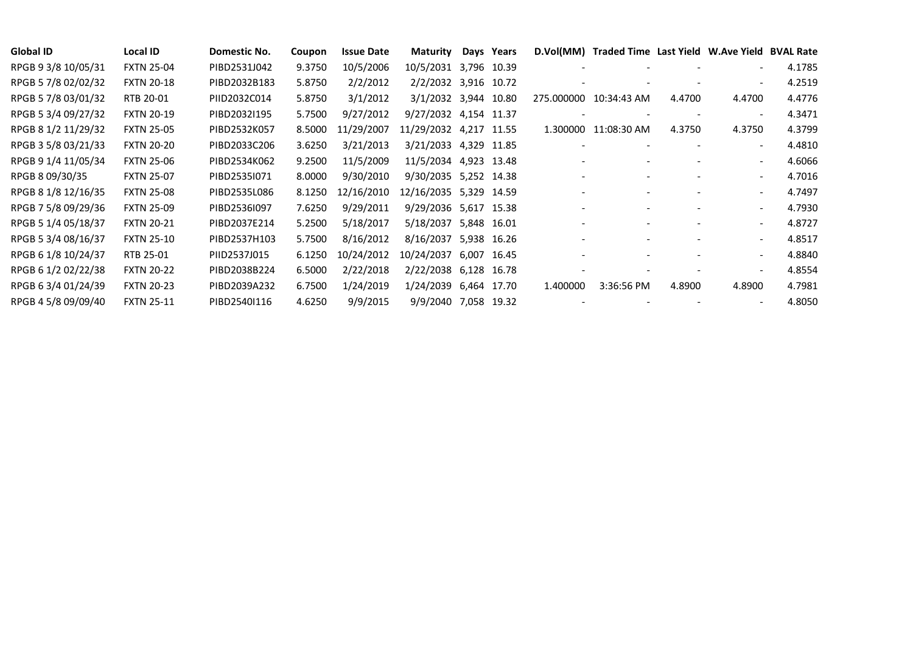| Global ID | Local ID | Domestic No. | Coupon | Issue Date | Maturity | Days | Years | D.Vol(MM) | Traded Time | Last Yield | W.Ave Yield | BVAL Rate |
|---|---|---|---|---|---|---|---|---|---|---|---|---|
| RPGB 9 3/8 10/05/31 | FXTN 25-04 | PIBD2531J042 | 9.3750 | 10/5/2006 | 10/5/2031 | 3,796 | 10.39 | - | - | - | - | 4.1785 |
| RPGB 5 7/8 02/02/32 | FXTN 20-18 | PIBD2032B183 | 5.8750 | 2/2/2012 | 2/2/2032 | 3,916 | 10.72 | - | - | - | - | 4.2519 |
| RPGB 5 7/8 03/01/32 | RTB 20-01 | PIID2032C014 | 5.8750 | 3/1/2012 | 3/1/2032 | 3,944 | 10.80 | 275.000000 | 10:34:43 AM | 4.4700 | 4.4700 | 4.4776 |
| RPGB 5 3/4 09/27/32 | FXTN 20-19 | PIBD2032I195 | 5.7500 | 9/27/2012 | 9/27/2032 | 4,154 | 11.37 | - | - | - | - | 4.3471 |
| RPGB 8 1/2 11/29/32 | FXTN 25-05 | PIBD2532K057 | 8.5000 | 11/29/2007 | 11/29/2032 | 4,217 | 11.55 | 1.300000 | 11:08:30 AM | 4.3750 | 4.3750 | 4.3799 |
| RPGB 3 5/8 03/21/33 | FXTN 20-20 | PIBD2033C206 | 3.6250 | 3/21/2013 | 3/21/2033 | 4,329 | 11.85 | - | - | - | - | 4.4810 |
| RPGB 9 1/4 11/05/34 | FXTN 25-06 | PIBD2534K062 | 9.2500 | 11/5/2009 | 11/5/2034 | 4,923 | 13.48 | - | - | - | - | 4.6066 |
| RPGB 8 09/30/35 | FXTN 25-07 | PIBD2535I071 | 8.0000 | 9/30/2010 | 9/30/2035 | 5,252 | 14.38 | - | - | - | - | 4.7016 |
| RPGB 8 1/8 12/16/35 | FXTN 25-08 | PIBD2535L086 | 8.1250 | 12/16/2010 | 12/16/2035 | 5,329 | 14.59 | - | - | - | - | 4.7497 |
| RPGB 7 5/8 09/29/36 | FXTN 25-09 | PIBD2536I097 | 7.6250 | 9/29/2011 | 9/29/2036 | 5,617 | 15.38 | - | - | - | - | 4.7930 |
| RPGB 5 1/4 05/18/37 | FXTN 20-21 | PIBD2037E214 | 5.2500 | 5/18/2017 | 5/18/2037 | 5,848 | 16.01 | - | - | - | - | 4.8727 |
| RPGB 5 3/4 08/16/37 | FXTN 25-10 | PIBD2537H103 | 5.7500 | 8/16/2012 | 8/16/2037 | 5,938 | 16.26 | - | - | - | - | 4.8517 |
| RPGB 6 1/8 10/24/37 | RTB 25-01 | PIID2537J015 | 6.1250 | 10/24/2012 | 10/24/2037 | 6,007 | 16.45 | - | - | - | - | 4.8840 |
| RPGB 6 1/2 02/22/38 | FXTN 20-22 | PIBD2038B224 | 6.5000 | 2/22/2018 | 2/22/2038 | 6,128 | 16.78 | - | - | - | - | 4.8554 |
| RPGB 6 3/4 01/24/39 | FXTN 20-23 | PIBD2039A232 | 6.7500 | 1/24/2019 | 1/24/2039 | 6,464 | 17.70 | 1.400000 | 3:36:56 PM | 4.8900 | 4.8900 | 4.7981 |
| RPGB 4 5/8 09/09/40 | FXTN 25-11 | PIBD2540I116 | 4.6250 | 9/9/2015 | 9/9/2040 | 7,058 | 19.32 | - | - | - | - | 4.8050 |